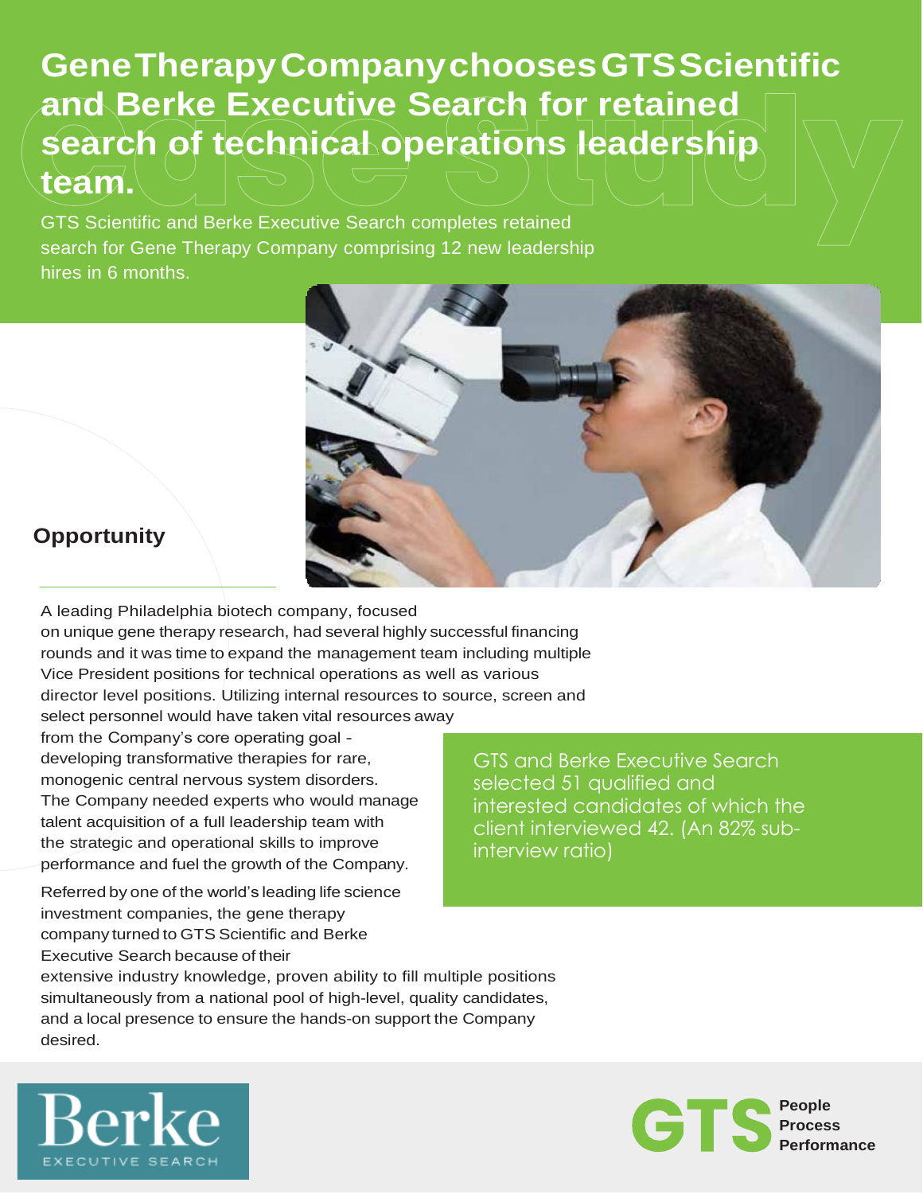# Gene Therapy Company chooses GTS Scientific and Berke Executive Search for retained search of technical operations leadership team.

GTS Scientific and Berke Executive Search completes retained search for Gene Therapy Company comprising 12 new leadership hires in 6 months.

## Opportunity

A leading Philadelphia biotech company, focused on unique gene therapy research, had several highly successful financing rounds and it was time to expand the management team including multiple Vice President positions for technical operations as well as various director level positions. Utilizing internal resources to source, screen and select personnel would have taken vital resources away from the Company's core operating goal - developing transformative therapies for rare, monogenic central nervous system disorders. The Company needed experts who would manage talent acquisition of a full leadership team with the strategic and operational skills to improve performance and fuel the growth of the Company.

Referred by one of the world's leading life science investment companies, the gene therapy company turned to GTS Scientific and Berke Executive Search because of their extensive industry knowledge, proven ability to fill multiple positions simultaneously from a national pool of high-level, quality candidates, and a local presence to ensure the hands-on support the Company desired.

GTS and Berke Executive Search selected 51 qualified and interested candidates of which the client interviewed 42. (An 82% sub-interview ratio)

Berke EXECUTIVE SEARCH

GTS People Process Performance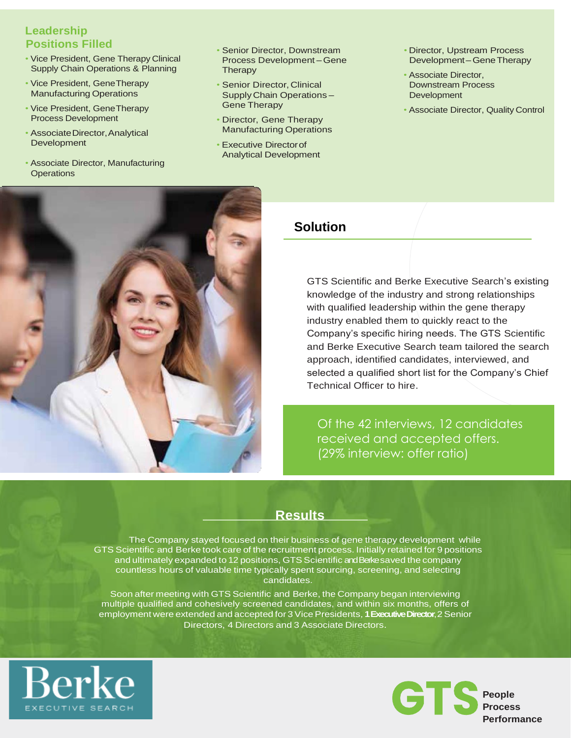## Leadership Positions Filled

- Vice President, Gene Therapy Clinical Supply Chain Operations & Planning
- Vice President, Gene Therapy Manufacturing Operations
- Vice President, Gene Therapy Process Development
- Associate Director, Analytical Development
- Associate Director, Manufacturing Operations
- Senior Director, Downstream Process Development – Gene Therapy
- Senior Director, Clinical Supply Chain Operations – Gene Therapy
- Director, Gene Therapy Manufacturing Operations
- Executive Director of Analytical Development
- Director, Upstream Process Development – Gene Therapy
- Associate Director, Downstream Process Development
- Associate Director, Quality Control

## Solution

GTS Scientific and Berke Executive Search's existing knowledge of the industry and strong relationships with qualified leadership within the gene therapy industry enabled them to quickly react to the Company's specific hiring needs. The GTS Scientific and Berke Executive Search team tailored the search approach, identified candidates, interviewed, and selected a qualified short list for the Company's Chief Technical Officer to hire.

Of the 42 interviews, 12 candidates received and accepted offers. (29% interview: offer ratio)

## Results

The Company stayed focused on their business of gene therapy development while GTS Scientific and Berke took care of the recruitment process. Initially retained for 9 positions and ultimately expanded to 12 positions, GTS Scientific and Berke saved the company countless hours of valuable time typically spent sourcing, screening, and selecting candidates.

Soon after meeting with GTS Scientific and Berke, the Company began interviewing multiple qualified and cohesively screened candidates, and within six months, offers of employment were extended and accepted for 3 Vice Presidents, **1 Executive Director**, 2 Senior Directors, 4 Directors and 3 Associate Directors.

Berke
EXECUTIVE SEARCH

GTS People Process Performance